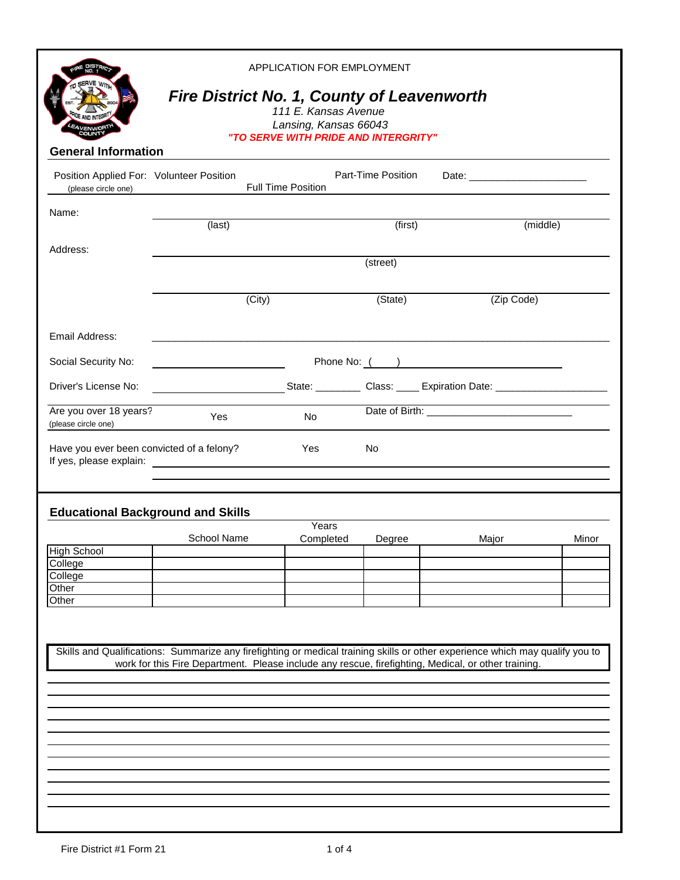APPLICATION FOR EMPLOYMENT

# *Fire District No. 1, County of Leavenworth*

*111 E. Kansas Avenue*
*Lansing, Kansas 66043*
***"TO SERVE WITH PRIDE AND INTERGRITY"***

## General Information

Position Applied For: (please circle one) Volunteer Position Full Time Position Part-Time Position Date: ____________________

Name: ______________________________________________
(last) (first) (middle)

Address: ______________________________________________
(street)

______________________________________________
(City) (State) (Zip Code)

Email Address: ______________________________________________

Social Security No: ____________________ Phone No: ( ) ____________________

Driver's License No: ____________________ State: ________ Class: ____ Expiration Date: ____________________

Are you over 18 years? (please circle one) Yes No Date of Birth: ____________________

Have you ever been convicted of a felony? Yes No
If yes, please explain: ______________________________________________

______________________________________________

## Educational Background and Skills

| | School Name | Years Completed | Degree | Major | Minor |
|---|---|---|---|---|---|
| High School | | | | | |
| College | | | | | |
| College | | | | | |
| Other | | | | | |
| Other | | | | | |

Skills and Qualifications: Summarize any firefighting or medical training skills or other experience which may qualify you to work for this Fire Department. Please include any rescue, firefighting, Medical, or other training.

______________________________________________

______________________________________________

______________________________________________

______________________________________________

______________________________________________

______________________________________________

______________________________________________

______________________________________________

______________________________________________

______________________________________________

______________________________________________

Fire District #1 Form 21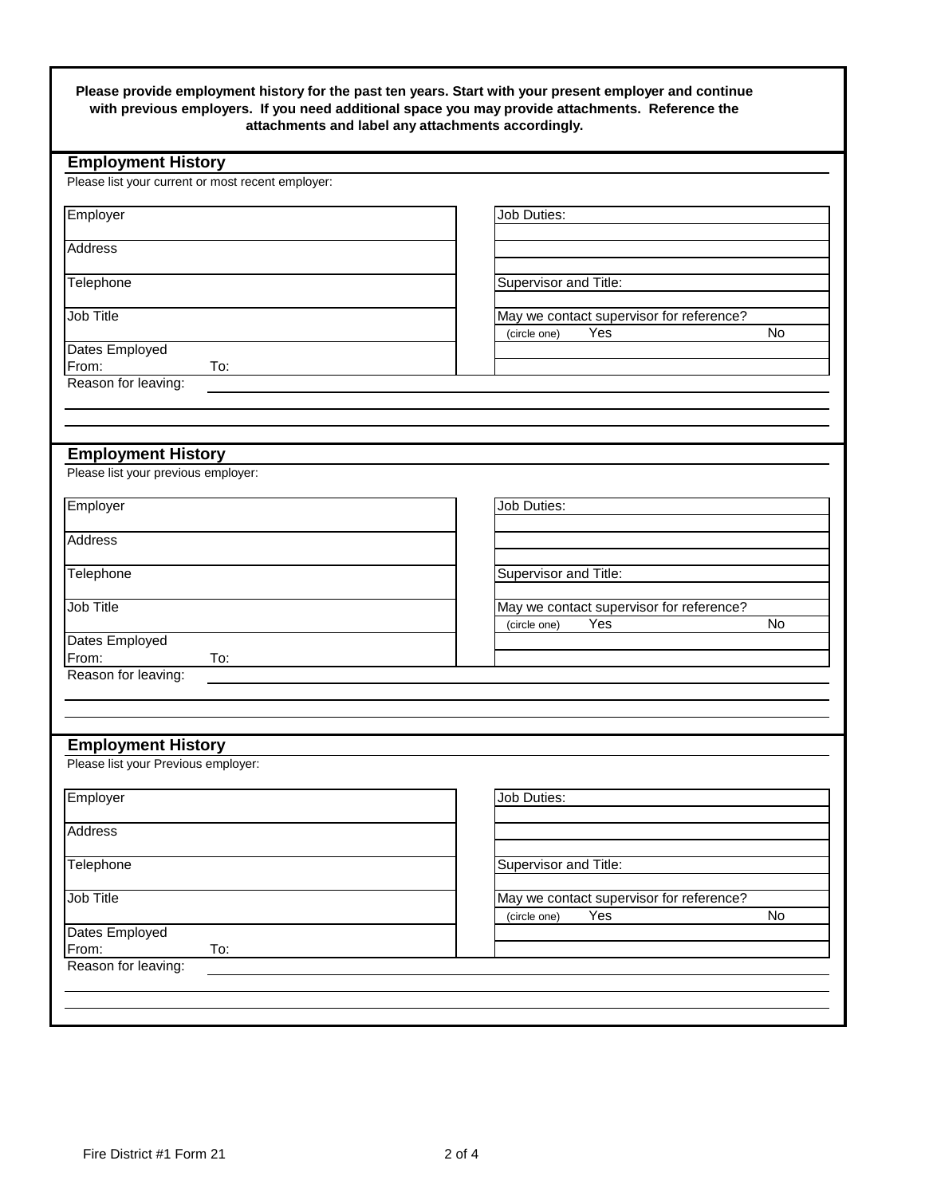**Please provide employment history for the past ten years. Start with your present employer and continue with previous employers. If you need additional space you may provide attachments. Reference the attachments and label any attachments accordingly.**

## Employment History

Please list your current or most recent employer:

| | |
|---|---|
| Employer | Job Duties: |
| Address | |
| Telephone | Supervisor and Title: |
| Job Title | May we contact supervisor for reference? (circle one) Yes No |
| Dates Employed From: To: | |

Reason for leaving:

## Employment History

Please list your previous employer:

| | |
|---|---|
| Employer | Job Duties: |
| Address | |
| Telephone | Supervisor and Title: |
| Job Title | May we contact supervisor for reference? (circle one) Yes No |
| Dates Employed From: To: | |

Reason for leaving:

## Employment History

Please list your Previous employer:

| | |
|---|---|
| Employer | Job Duties: |
| Address | |
| Telephone | Supervisor and Title: |
| Job Title | May we contact supervisor for reference? (circle one) Yes No |
| Dates Employed From: To: | |

Reason for leaving:

Fire District #1 Form 21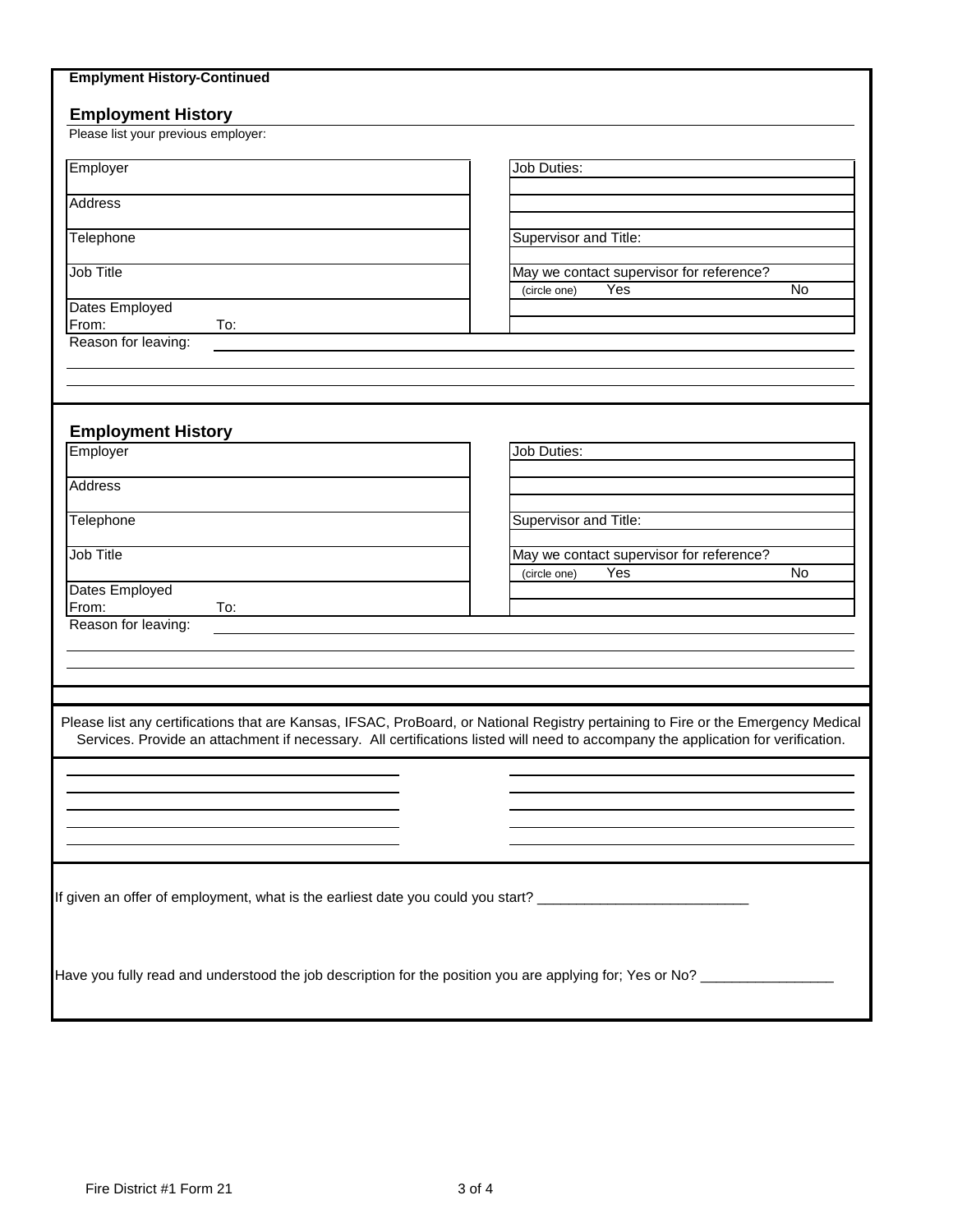**Emplyment History-Continued**

## Employment History

Please list your previous employer:

| | |
|---|---|
| Employer | Job Duties: |
| Address | |
| Telephone | Supervisor and Title: |
| Job Title | May we contact supervisor for reference? (circle one) Yes No |
| Dates Employed From: To: | |

Reason for leaving: ______________________________

## Employment History

| | |
|---|---|
| Employer | Job Duties: |
| Address | |
| Telephone | Supervisor and Title: |
| Job Title | May we contact supervisor for reference? (circle one) Yes No |
| Dates Employed From: To: | |

Reason for leaving: ______________________________

Please list any certifications that are Kansas, IFSAC, ProBoard, or National Registry pertaining to Fire or the Emergency Medical Services. Provide an attachment if necessary. All certifications listed will need to accompany the application for verification.

______________________________ ______________________________

______________________________ ______________________________

______________________________ ______________________________

______________________________ ______________________________

______________________________ ______________________________

If given an offer of employment, what is the earliest date you could you start? ___________________________

Have you fully read and understood the job description for the position you are applying for; Yes or No? _________________

Fire District #1 Form 21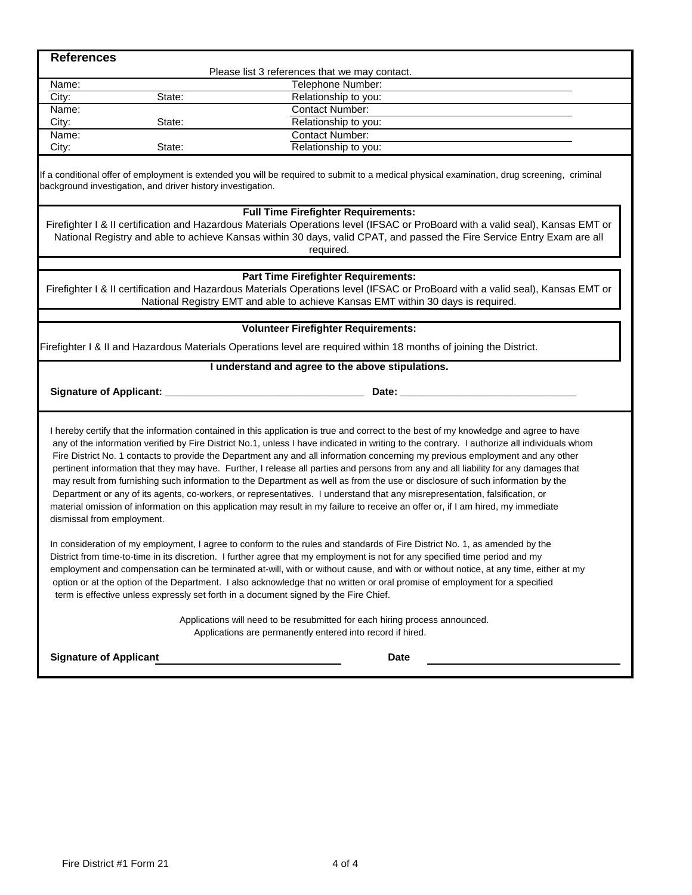## References

Please list 3 references that we may contact.

| | | |
|---|---|---|
| Name: | | Telephone Number: |
| City: | State: | Relationship to you: |
| Name: | | Contact Number: |
| City: | State: | Relationship to you: |
| Name: | | Contact Number: |
| City: | State: | Relationship to you: |

If a conditional offer of employment is extended you will be required to submit to a medical physical examination, drug screening, criminal background investigation, and driver history investigation.

**Full Time Firefighter Requirements:**

Firefighter I & II certification and Hazardous Materials Operations level (IFSAC or ProBoard with a valid seal), Kansas EMT or National Registry and able to achieve Kansas within 30 days, valid CPAT, and passed the Fire Service Entry Exam are all required.

**Part Time Firefighter Requirements:**

Firefighter I & II certification and Hazardous Materials Operations level (IFSAC or ProBoard with a valid seal), Kansas EMT or National Registry EMT and able to achieve Kansas EMT within 30 days is required.

**Volunteer Firefighter Requirements:**

Firefighter I & II and Hazardous Materials Operations level are required within 18 months of joining the District.

**I understand and agree to the above stipulations.**

**Signature of Applicant: \_\_\_\_\_\_\_\_\_\_\_\_\_\_\_\_\_\_\_\_\_\_\_\_\_\_\_\_\_\_\_\_\_\_\_ Date: \_\_\_\_\_\_\_\_\_\_\_\_\_\_\_\_\_\_\_\_\_\_\_\_\_\_\_\_\_\_\_**

I hereby certify that the information contained in this application is true and correct to the best of my knowledge and agree to have any of the information verified by Fire District No.1, unless I have indicated in writing to the contrary. I authorize all individuals whom Fire District No. 1 contacts to provide the Department any and all information concerning my previous employment and any other pertinent information that they may have. Further, I release all parties and persons from any and all liability for any damages that may result from furnishing such information to the Department as well as from the use or disclosure of such information by the Department or any of its agents, co-workers, or representatives. I understand that any misrepresentation, falsification, or material omission of information on this application may result in my failure to receive an offer or, if I am hired, my immediate dismissal from employment.

In consideration of my employment, I agree to conform to the rules and standards of Fire District No. 1, as amended by the District from time-to-time in its discretion. I further agree that my employment is not for any specified time period and my employment and compensation can be terminated at-will, with or without cause, and with or without notice, at any time, either at my option or at the option of the Department. I also acknowledge that no written or oral promise of employment for a specified term is effective unless expressly set forth in a document signed by the Fire Chief.

Applications will need to be resubmitted for each hiring process announced.
Applications are permanently entered into record if hired.

**Signature of Applicant** \_\_\_\_\_\_\_\_\_\_\_\_\_\_\_\_\_\_\_\_\_\_\_\_\_\_\_\_\_\_ **Date** \_\_\_\_\_\_\_\_\_\_\_\_\_\_\_\_\_\_\_\_\_\_\_\_\_\_\_\_\_\_

Fire District #1 Form 21